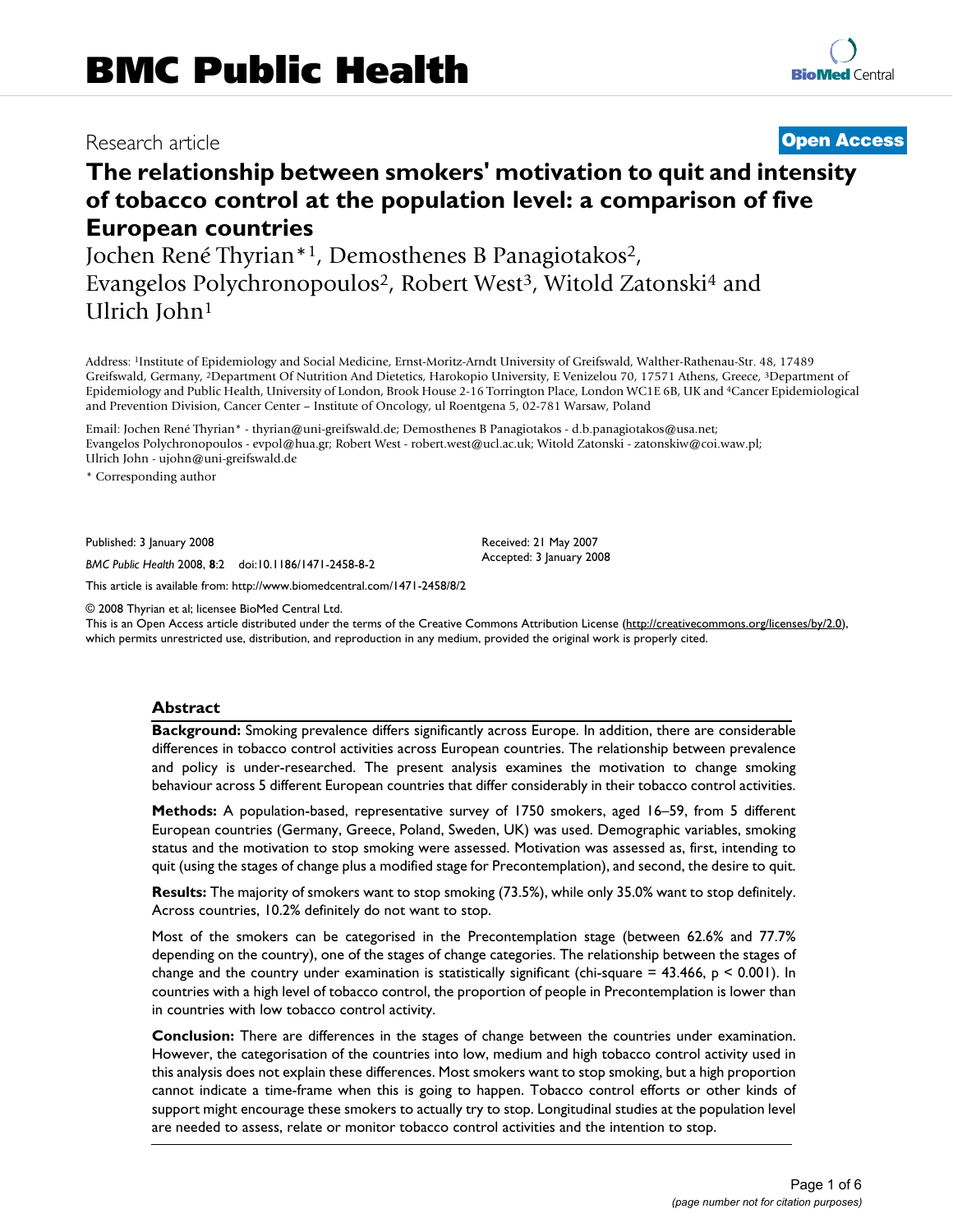# BMC Public Health

Research article

**Open Access**

# The relationship between smokers' motivation to quit and intensity of tobacco control at the population level: a comparison of five European countries

Jochen René Thyrian*[1], Demosthenes B Panagiotakos[2], Evangelos Polychronopoulos[2], Robert West[3], Witold Zatonski[4] and Ulrich John[1]

Address: [1]Institute of Epidemiology and Social Medicine, Ernst-Moritz-Arndt University of Greifswald, Walther-Rathenau-Str. 48, 17489 Greifswald, Germany, [2]Department Of Nutrition And Dietetics, Harokopio University, E Venizelou 70, 17571 Athens, Greece, [3]Department of Epidemiology and Public Health, University of London, Brook House 2-16 Torrington Place, London WC1E 6B, UK and [4]Cancer Epidemiological and Prevention Division, Cancer Center – Institute of Oncology, ul Roentgena 5, 02-781 Warsaw, Poland

Email: Jochen René Thyrian* - thyrian@uni-greifswald.de; Demosthenes B Panagiotakos - d.b.panagiotakos@usa.net; Evangelos Polychronopoulos - evpol@hua.gr; Robert West - robert.west@ucl.ac.uk; Witold Zatonski - zatonskiw@coi.waw.pl; Ulrich John - ujohn@uni-greifswald.de

* Corresponding author

Published: 3 January 2008

*BMC Public Health* 2008, **8**:2 doi:10.1186/1471-2458-8-2

Received: 21 May 2007
Accepted: 3 January 2008

This article is available from: http://www.biomedcentral.com/1471-2458/8/2

© 2008 Thyrian et al; licensee BioMed Central Ltd.
This is an Open Access article distributed under the terms of the Creative Commons Attribution License (http://creativecommons.org/licenses/by/2.0), which permits unrestricted use, distribution, and reproduction in any medium, provided the original work is properly cited.

## Abstract

**Background:** Smoking prevalence differs significantly across Europe. In addition, there are considerable differences in tobacco control activities across European countries. The relationship between prevalence and policy is under-researched. The present analysis examines the motivation to change smoking behaviour across 5 different European countries that differ considerably in their tobacco control activities.

**Methods:** A population-based, representative survey of 1750 smokers, aged 16–59, from 5 different European countries (Germany, Greece, Poland, Sweden, UK) was used. Demographic variables, smoking status and the motivation to stop smoking were assessed. Motivation was assessed as, first, intending to quit (using the stages of change plus a modified stage for Precontemplation), and second, the desire to quit.

**Results:** The majority of smokers want to stop smoking (73.5%), while only 35.0% want to stop definitely. Across countries, 10.2% definitely do not want to stop.

Most of the smokers can be categorised in the Precontemplation stage (between 62.6% and 77.7% depending on the country), one of the stages of change categories. The relationship between the stages of change and the country under examination is statistically significant (chi-square = 43.466, $p < 0.001$). In countries with a high level of tobacco control, the proportion of people in Precontemplation is lower than in countries with low tobacco control activity.

**Conclusion:** There are differences in the stages of change between the countries under examination. However, the categorisation of the countries into low, medium and high tobacco control activity used in this analysis does not explain these differences. Most smokers want to stop smoking, but a high proportion cannot indicate a time-frame when this is going to happen. Tobacco control efforts or other kinds of support might encourage these smokers to actually try to stop. Longitudinal studies at the population level are needed to assess, relate or monitor tobacco control activities and the intention to stop.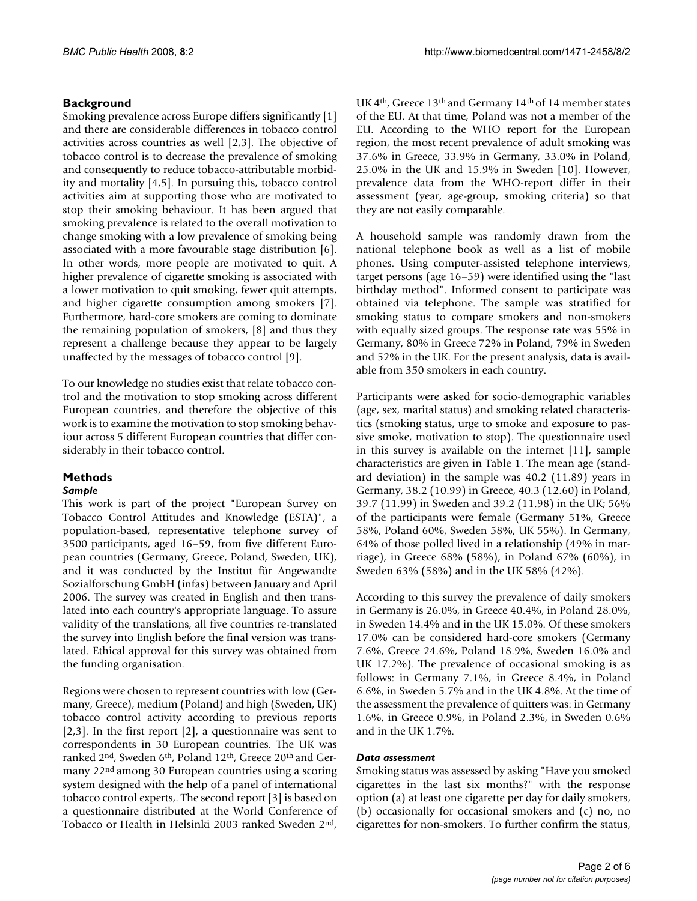## Background

Smoking prevalence across Europe differs significantly [1] and there are considerable differences in tobacco control activities across countries as well [2,3]. The objective of tobacco control is to decrease the prevalence of smoking and consequently to reduce tobacco-attributable morbidity and mortality [4,5]. In pursuing this, tobacco control activities aim at supporting those who are motivated to stop their smoking behaviour. It has been argued that smoking prevalence is related to the overall motivation to change smoking with a low prevalence of smoking being associated with a more favourable stage distribution [6]. In other words, more people are motivated to quit. A higher prevalence of cigarette smoking is associated with a lower motivation to quit smoking, fewer quit attempts, and higher cigarette consumption among smokers [7]. Furthermore, hard-core smokers are coming to dominate the remaining population of smokers, [8] and thus they represent a challenge because they appear to be largely unaffected by the messages of tobacco control [9].

To our knowledge no studies exist that relate tobacco control and the motivation to stop smoking across different European countries, and therefore the objective of this work is to examine the motivation to stop smoking behaviour across 5 different European countries that differ considerably in their tobacco control.

## Methods

### *Sample*

This work is part of the project "European Survey on Tobacco Control Attitudes and Knowledge (ESTA)", a population-based, representative telephone survey of 3500 participants, aged 16–59, from five different European countries (Germany, Greece, Poland, Sweden, UK), and it was conducted by the Institut für Angewandte Sozialforschung GmbH (infas) between January and April 2006. The survey was created in English and then translated into each country's appropriate language. To assure validity of the translations, all five countries re-translated the survey into English before the final version was translated. Ethical approval for this survey was obtained from the funding organisation.

Regions were chosen to represent countries with low (Germany, Greece), medium (Poland) and high (Sweden, UK) tobacco control activity according to previous reports [2,3]. In the first report [2], a questionnaire was sent to correspondents in 30 European countries. The UK was ranked 2nd, Sweden 6th, Poland 12th, Greece 20th and Germany 22nd among 30 European countries using a scoring system designed with the help of a panel of international tobacco control experts,. The second report [3] is based on a questionnaire distributed at the World Conference of Tobacco or Health in Helsinki 2003 ranked Sweden 2nd, UK 4th, Greece 13th and Germany 14th of 14 member states of the EU. At that time, Poland was not a member of the EU. According to the WHO report for the European region, the most recent prevalence of adult smoking was 37.6% in Greece, 33.9% in Germany, 33.0% in Poland, 25.0% in the UK and 15.9% in Sweden [10]. However, prevalence data from the WHO-report differ in their assessment (year, age-group, smoking criteria) so that they are not easily comparable.

A household sample was randomly drawn from the national telephone book as well as a list of mobile phones. Using computer-assisted telephone interviews, target persons (age 16–59) were identified using the "last birthday method". Informed consent to participate was obtained via telephone. The sample was stratified for smoking status to compare smokers and non-smokers with equally sized groups. The response rate was 55% in Germany, 80% in Greece 72% in Poland, 79% in Sweden and 52% in the UK. For the present analysis, data is available from 350 smokers in each country.

Participants were asked for socio-demographic variables (age, sex, marital status) and smoking related characteristics (smoking status, urge to smoke and exposure to passive smoke, motivation to stop). The questionnaire used in this survey is available on the internet [11], sample characteristics are given in Table 1. The mean age (standard deviation) in the sample was 40.2 (11.89) years in Germany, 38.2 (10.99) in Greece, 40.3 (12.60) in Poland, 39.7 (11.99) in Sweden and 39.2 (11.98) in the UK; 56% of the participants were female (Germany 51%, Greece 58%, Poland 60%, Sweden 58%, UK 55%). In Germany, 64% of those polled lived in a relationship (49% in marriage), in Greece 68% (58%), in Poland 67% (60%), in Sweden 63% (58%) and in the UK 58% (42%).

According to this survey the prevalence of daily smokers in Germany is 26.0%, in Greece 40.4%, in Poland 28.0%, in Sweden 14.4% and in the UK 15.0%. Of these smokers 17.0% can be considered hard-core smokers (Germany 7.6%, Greece 24.6%, Poland 18.9%, Sweden 16.0% and UK 17.2%). The prevalence of occasional smoking is as follows: in Germany 7.1%, in Greece 8.4%, in Poland 6.6%, in Sweden 5.7% and in the UK 4.8%. At the time of the assessment the prevalence of quitters was: in Germany 1.6%, in Greece 0.9%, in Poland 2.3%, in Sweden 0.6% and in the UK 1.7%.

### *Data assessment*

Smoking status was assessed by asking "Have you smoked cigarettes in the last six months?" with the response option (a) at least one cigarette per day for daily smokers, (b) occasionally for occasional smokers and (c) no, no cigarettes for non-smokers. To further confirm the status,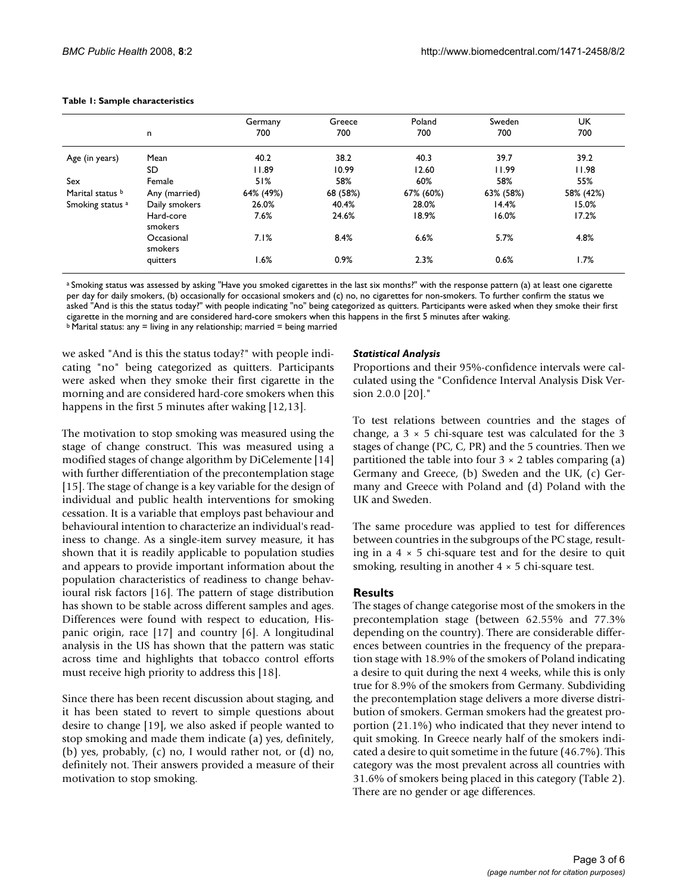**Table 1: Sample characteristics**

| | n | Germany 700 | Greece 700 | Poland 700 | Sweden 700 | UK 700 |
|---|---|---|---|---|---|---|
| Age (in years) | Mean | 40.2 | 38.2 | 40.3 | 39.7 | 39.2 |
| | SD | 11.89 | 10.99 | 12.60 | 11.99 | 11.98 |
| Sex | Female | 51% | 58% | 60% | 58% | 55% |
| Marital status [b] | Any (married) | 64% (49%) | 68 (58%) | 67% (60%) | 63% (58%) | 58% (42%) |
| Smoking status [a] | Daily smokers | 26.0% | 40.4% | 28.0% | 14.4% | 15.0% |
| | Hard-core smokers | 7.6% | 24.6% | 18.9% | 16.0% | 17.2% |
| | Occasional smokers | 7.1% | 8.4% | 6.6% | 5.7% | 4.8% |
| | quitters | 1.6% | 0.9% | 2.3% | 0.6% | 1.7% |

[a] Smoking status was assessed by asking "Have you smoked cigarettes in the last six months?" with the response pattern (a) at least one cigarette per day for daily smokers, (b) occasionally for occasional smokers and (c) no, no cigarettes for non-smokers. To further confirm the status we asked "And is this the status today?" with people indicating "no" being categorized as quitters. Participants were asked when they smoke their first cigarette in the morning and are considered hard-core smokers when this happens in the first 5 minutes after waking.
[b] Marital status: any = living in any relationship; married = being married

we asked "And is this the status today?" with people indicating "no" being categorized as quitters. Participants were asked when they smoke their first cigarette in the morning and are considered hard-core smokers when this happens in the first 5 minutes after waking [12,13].

The motivation to stop smoking was measured using the stage of change construct. This was measured using a modified stages of change algorithm by DiCelemente [14] with further differentiation of the precontemplation stage [15]. The stage of change is a key variable for the design of individual and public health interventions for smoking cessation. It is a variable that employs past behaviour and behavioural intention to characterize an individual's readiness to change. As a single-item survey measure, it has shown that it is readily applicable to population studies and appears to provide important information about the population characteristics of readiness to change behavioural risk factors [16]. The pattern of stage distribution has shown to be stable across different samples and ages. Differences were found with respect to education, Hispanic origin, race [17] and country [6]. A longitudinal analysis in the US has shown that the pattern was static across time and highlights that tobacco control efforts must receive high priority to address this [18].

Since there has been recent discussion about staging, and it has been stated to revert to simple questions about desire to change [19], we also asked if people wanted to stop smoking and made them indicate (a) yes, definitely, (b) yes, probably, (c) no, I would rather not, or (d) no, definitely not. Their answers provided a measure of their motivation to stop smoking.

### *Statistical Analysis*

Proportions and their 95%-confidence intervals were calculated using the "Confidence Interval Analysis Disk Version 2.0.0 [20]."

To test relations between countries and the stages of change, a $3 \times 5$ chi-square test was calculated for the 3 stages of change (PC, C, PR) and the 5 countries. Then we partitioned the table into four $3 \times 2$ tables comparing (a) Germany and Greece, (b) Sweden and the UK, (c) Germany and Greece with Poland and (d) Poland with the UK and Sweden.

The same procedure was applied to test for differences between countries in the subgroups of the PC stage, resulting in a $4 \times 5$ chi-square test and for the desire to quit smoking, resulting in another $4 \times 5$ chi-square test.

## Results

The stages of change categorise most of the smokers in the precontemplation stage (between 62.55% and 77.3% depending on the country). There are considerable differences between countries in the frequency of the preparation stage with 18.9% of the smokers of Poland indicating a desire to quit during the next 4 weeks, while this is only true for 8.9% of the smokers from Germany. Subdividing the precontemplation stage delivers a more diverse distribution of smokers. German smokers had the greatest proportion (21.1%) who indicated that they never intend to quit smoking. In Greece nearly half of the smokers indicated a desire to quit sometime in the future (46.7%). This category was the most prevalent across all countries with 31.6% of smokers being placed in this category (Table 2). There are no gender or age differences.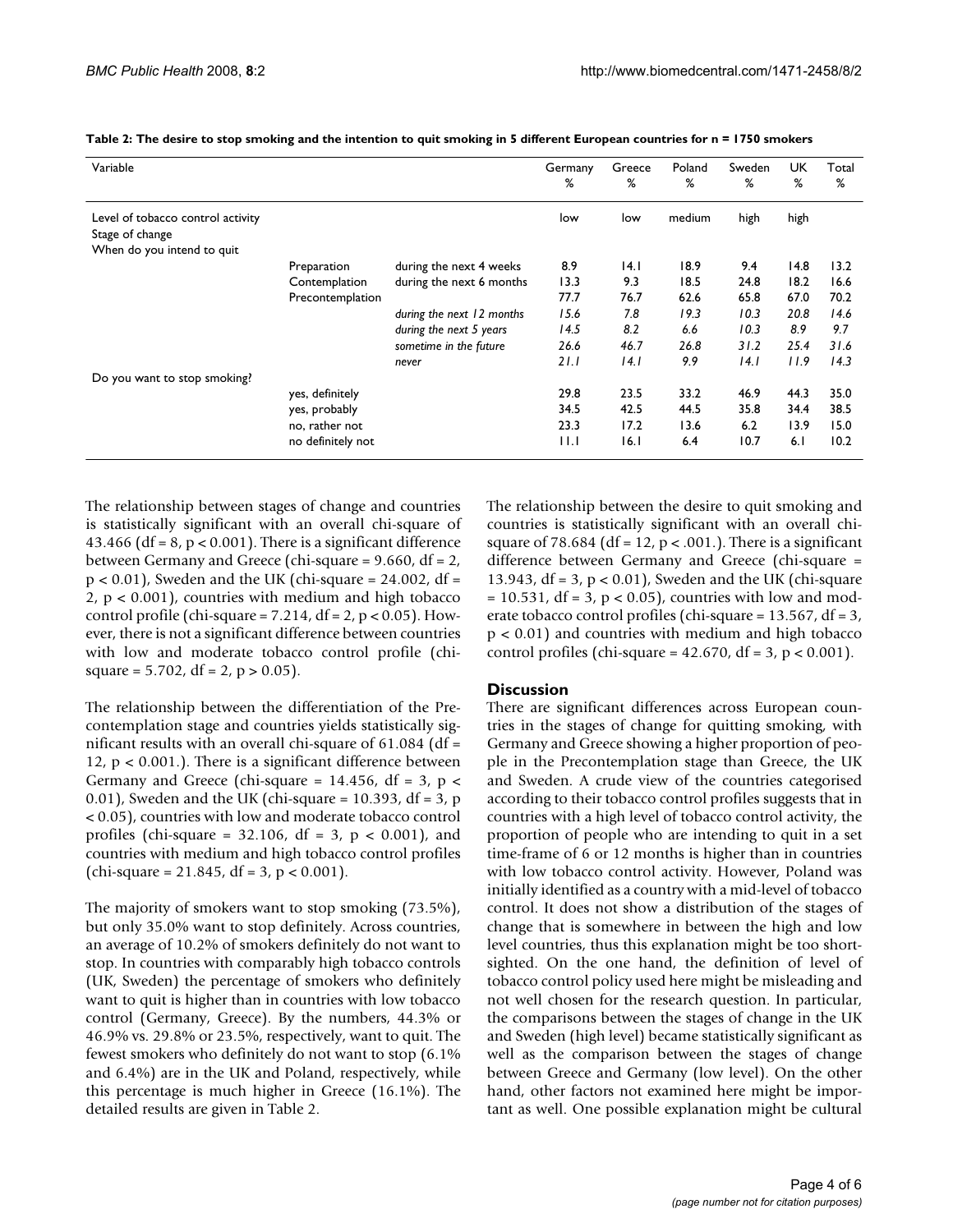**Table 2: The desire to stop smoking and the intention to quit smoking in 5 different European countries for n = 1750 smokers**

| Variable | | | Germany % | Greece % | Poland % | Sweden % | UK % | Total % |
|---|---|---|---|---|---|---|---|---|
| Level of tobacco control activity | | | low | low | medium | high | high | |
| Stage of change | | | | | | | | |
| When do you intend to quit | | | | | | | | |
| | Preparation | during the next 4 weeks | 8.9 | 14.1 | 18.9 | 9.4 | 14.8 | 13.2 |
| | Contemplation | during the next 6 months | 13.3 | 9.3 | 18.5 | 24.8 | 18.2 | 16.6 |
| | Precontemplation | | 77.7 | 76.7 | 62.6 | 65.8 | 67.0 | 70.2 |
| | | *during the next 12 months* | *15.6* | *7.8* | *19.3* | *10.3* | *20.8* | *14.6* |
| | | *during the next 5 years* | *14.5* | *8.2* | *6.6* | *10.3* | *8.9* | *9.7* |
| | | *sometime in the future* | *26.6* | *46.7* | *26.8* | *31.2* | *25.4* | *31.6* |
| | | *never* | *21.1* | *14.1* | *9.9* | *14.1* | *11.9* | *14.3* |
| Do you want to stop smoking? | | | | | | | | |
| | yes, definitely | | 29.8 | 23.5 | 33.2 | 46.9 | 44.3 | 35.0 |
| | yes, probably | | 34.5 | 42.5 | 44.5 | 35.8 | 34.4 | 38.5 |
| | no, rather not | | 23.3 | 17.2 | 13.6 | 6.2 | 13.9 | 15.0 |
| | no definitely not | | 11.1 | 16.1 | 6.4 | 10.7 | 6.1 | 10.2 |

The relationship between stages of change and countries is statistically significant with an overall chi-square of 43.466 ($df = 8$, $p < 0.001$). There is a significant difference between Germany and Greece (chi-square = 9.660, $df = 2$, $p < 0.01$), Sweden and the UK (chi-square = 24.002, $df = 2$, $p < 0.001$), countries with medium and high tobacco control profile (chi-square = 7.214, $df = 2$, $p < 0.05$). However, there is not a significant difference between countries with low and moderate tobacco control profile (chi-square = 5.702, $df = 2$, $p > 0.05$).

The relationship between the differentiation of the Precontemplation stage and countries yields statistically significant results with an overall chi-square of 61.084 ($df = 12$, $p < 0.001$.). There is a significant difference between Germany and Greece (chi-square = 14.456, $df = 3$, $p < 0.01$), Sweden and the UK (chi-square = 10.393, $df = 3$, $p < 0.05$), countries with low and moderate tobacco control profiles (chi-square = 32.106, $df = 3$, $p < 0.001$), and countries with medium and high tobacco control profiles (chi-square = 21.845, $df = 3$, $p < 0.001$).

The majority of smokers want to stop smoking (73.5%), but only 35.0% want to stop definitely. Across countries, an average of 10.2% of smokers definitely do not want to stop. In countries with comparably high tobacco controls (UK, Sweden) the percentage of smokers who definitely want to quit is higher than in countries with low tobacco control (Germany, Greece). By the numbers, 44.3% or 46.9% vs. 29.8% or 23.5%, respectively, want to quit. The fewest smokers who definitely do not want to stop (6.1% and 6.4%) are in the UK and Poland, respectively, while this percentage is much higher in Greece (16.1%). The detailed results are given in Table 2.

The relationship between the desire to quit smoking and countries is statistically significant with an overall chi-square of 78.684 ($df = 12$, $p < .001$.). There is a significant difference between Germany and Greece (chi-square = 13.943, $df = 3$, $p < 0.01$), Sweden and the UK (chi-square = 10.531, $df = 3$, $p < 0.05$), countries with low and moderate tobacco control profiles (chi-square = 13.567, $df = 3$, $p < 0.01$) and countries with medium and high tobacco control profiles (chi-square = 42.670, $df = 3$, $p < 0.001$).

## Discussion

There are significant differences across European countries in the stages of change for quitting smoking, with Germany and Greece showing a higher proportion of people in the Precontemplation stage than Greece, the UK and Sweden. A crude view of the countries categorised according to their tobacco control profiles suggests that in countries with a high level of tobacco control activity, the proportion of people who are intending to quit in a set time-frame of 6 or 12 months is higher than in countries with low tobacco control activity. However, Poland was initially identified as a country with a mid-level of tobacco control. It does not show a distribution of the stages of change that is somewhere in between the high and low level countries, thus this explanation might be too short-sighted. On the one hand, the definition of level of tobacco control policy used here might be misleading and not well chosen for the research question. In particular, the comparisons between the stages of change in the UK and Sweden (high level) became statistically significant as well as the comparison between the stages of change between Greece and Germany (low level). On the other hand, other factors not examined here might be important as well. One possible explanation might be cultural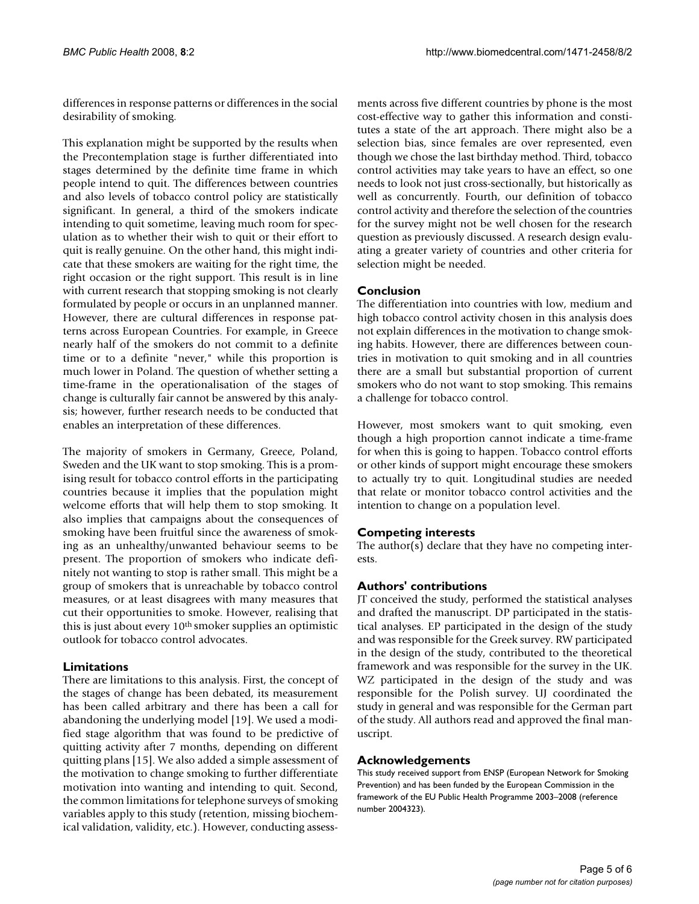differences in response patterns or differences in the social desirability of smoking.

This explanation might be supported by the results when the Precontemplation stage is further differentiated into stages determined by the definite time frame in which people intend to quit. The differences between countries and also levels of tobacco control policy are statistically significant. In general, a third of the smokers indicate intending to quit sometime, leaving much room for speculation as to whether their wish to quit or their effort to quit is really genuine. On the other hand, this might indicate that these smokers are waiting for the right time, the right occasion or the right support. This result is in line with current research that stopping smoking is not clearly formulated by people or occurs in an unplanned manner. However, there are cultural differences in response patterns across European Countries. For example, in Greece nearly half of the smokers do not commit to a definite time or to a definite "never," while this proportion is much lower in Poland. The question of whether setting a time-frame in the operationalisation of the stages of change is culturally fair cannot be answered by this analysis; however, further research needs to be conducted that enables an interpretation of these differences.

The majority of smokers in Germany, Greece, Poland, Sweden and the UK want to stop smoking. This is a promising result for tobacco control efforts in the participating countries because it implies that the population might welcome efforts that will help them to stop smoking. It also implies that campaigns about the consequences of smoking have been fruitful since the awareness of smoking as an unhealthy/unwanted behaviour seems to be present. The proportion of smokers who indicate definitely not wanting to stop is rather small. This might be a group of smokers that is unreachable by tobacco control measures, or at least disagrees with many measures that cut their opportunities to smoke. However, realising that this is just about every 10th smoker supplies an optimistic outlook for tobacco control advocates.

## Limitations

There are limitations to this analysis. First, the concept of the stages of change has been debated, its measurement has been called arbitrary and there has been a call for abandoning the underlying model [19]. We used a modified stage algorithm that was found to be predictive of quitting activity after 7 months, depending on different quitting plans [15]. We also added a simple assessment of the motivation to change smoking to further differentiate motivation into wanting and intending to quit. Second, the common limitations for telephone surveys of smoking variables apply to this study (retention, missing biochemical validation, validity, etc.). However, conducting assessments across five different countries by phone is the most cost-effective way to gather this information and constitutes a state of the art approach. There might also be a selection bias, since females are over represented, even though we chose the last birthday method. Third, tobacco control activities may take years to have an effect, so one needs to look not just cross-sectionally, but historically as well as concurrently. Fourth, our definition of tobacco control activity and therefore the selection of the countries for the survey might not be well chosen for the research question as previously discussed. A research design evaluating a greater variety of countries and other criteria for selection might be needed.

## Conclusion

The differentiation into countries with low, medium and high tobacco control activity chosen in this analysis does not explain differences in the motivation to change smoking habits. However, there are differences between countries in motivation to quit smoking and in all countries there are a small but substantial proportion of current smokers who do not want to stop smoking. This remains a challenge for tobacco control.

However, most smokers want to quit smoking, even though a high proportion cannot indicate a time-frame for when this is going to happen. Tobacco control efforts or other kinds of support might encourage these smokers to actually try to quit. Longitudinal studies are needed that relate or monitor tobacco control activities and the intention to change on a population level.

## Competing interests

The author(s) declare that they have no competing interests.

## Authors' contributions

JT conceived the study, performed the statistical analyses and drafted the manuscript. DP participated in the statistical analyses. EP participated in the design of the study and was responsible for the Greek survey. RW participated in the design of the study, contributed to the theoretical framework and was responsible for the survey in the UK. WZ participated in the design of the study and was responsible for the Polish survey. UJ coordinated the study in general and was responsible for the German part of the study. All authors read and approved the final manuscript.

## Acknowledgements

This study received support from ENSP (European Network for Smoking Prevention) and has been funded by the European Commission in the framework of the EU Public Health Programme 2003–2008 (reference number 2004323).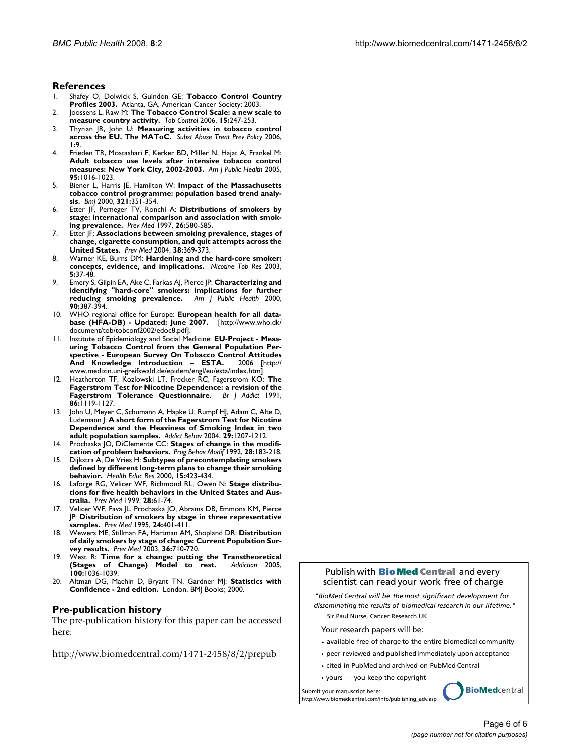## References

1. Shafey O, Dolwick S, Guindon GE: **Tobacco Control Country Profiles 2003.** Atlanta, GA, American Cancer Society; 2003.
2. Joossens L, Raw M: **The Tobacco Control Scale: a new scale to measure country activity.** *Tob Control* 2006, **15:**247-253.
3. Thyrian JR, John U: **Measuring activities in tobacco control across the EU. The MAToC.** *Subst Abuse Treat Prev Policy* 2006, **1:**9.
4. Frieden TR, Mostashari F, Kerker BD, Miller N, Hajat A, Frankel M: **Adult tobacco use levels after intensive tobacco control measures: New York City, 2002-2003.** *Am J Public Health* 2005, **95:**1016-1023.
5. Biener L, Harris JE, Hamilton W: **Impact of the Massachusetts tobacco control programme: population based trend analysis.** *Bmj* 2000, **321:**351-354.
6. Etter JF, Perneger TV, Ronchi A: **Distributions of smokers by stage: international comparison and association with smoking prevalence.** *Prev Med* 1997, **26:**580-585.
7. Etter JF: **Associations between smoking prevalence, stages of change, cigarette consumption, and quit attempts across the United States.** *Prev Med* 2004, **38:**369-373.
8. Warner KE, Burns DM: **Hardening and the hard-core smoker: concepts, evidence, and implications.** *Nicotine Tob Res* 2003, **5:**37-48.
9. Emery S, Gilpin EA, Ake C, Farkas AJ, Pierce JP: **Characterizing and identifying "hard-core" smokers: implications for further reducing smoking prevalence.** *Am J Public Health* 2000, **90:**387-394.
10. WHO regional office for Europe: **European health for all database (HFA-DB) - Updated: June 2007.** [http://www.who.dk/document/tob/tobconf2002/edoc8.pdf].
11. Institute of Epidemiology and Social Medicine: **EU-Project - Measuring Tobacco Control from the General Population Perspective - European Survey On Tobacco Control Attitudes And Knowledge Introduction – ESTA.** 2006 [http://www.medizin.uni-greifswald.de/epidem/engl/eu/esta/index.htm].
12. Heatherton TF, Kozlowski LT, Frecker RC, Fagerstrom KO: **The Fagerstrom Test for Nicotine Dependence: a revision of the Fagerstrom Tolerance Questionnaire.** *Br J Addict* 1991, **86:**1119-1127.
13. John U, Meyer C, Schumann A, Hapke U, Rumpf HJ, Adam C, Alte D, Ludemann J: **A short form of the Fagerstrom Test for Nicotine Dependence and the Heaviness of Smoking Index in two adult population samples.** *Addict Behav* 2004, **29:**1207-1212.
14. Prochaska JO, DiClemente CC: **Stages of change in the modification of problem behaviors.** *Prog Behav Modif* 1992, **28:**183-218.
15. Dijkstra A, De Vries H: **Subtypes of precontemplating smokers defined by different long-term plans to change their smoking behavior.** *Health Educ Res* 2000, **15:**423-434.
16. Laforge RG, Velicer WF, Richmond RL, Owen N: **Stage distributions for five health behaviors in the United States and Australia.** *Prev Med* 1999, **28:**61-74.
17. Velicer WF, Fava JL, Prochaska JO, Abrams DB, Emmons KM, Pierce JP: **Distribution of smokers by stage in three representative samples.** *Prev Med* 1995, **24:**401-411.
18. Wewers ME, Stillman FA, Hartman AM, Shopland DR: **Distribution of daily smokers by stage of change: Current Population Survey results.** *Prev Med* 2003, **36:**710-720.
19. West R: **Time for a change: putting the Transtheoretical (Stages of Change) Model to rest.** *Addiction* 2005, **100:**1036-1039.
20. Altman DG, Machin D, Bryant TN, Gardner MJ: **Statistics with Confidence - 2nd edition.** London, BMJ Books; 2000.

## Pre-publication history

The pre-publication history for this paper can be accessed here:

http://www.biomedcentral.com/1471-2458/8/2/prepub

Publish with **BioMed Central** and every scientist can read your work free of charge

*"BioMed Central will be the most significant development for disseminating the results of biomedical research in our lifetime."*
Sir Paul Nurse, Cancer Research UK

Your research papers will be:

- available free of charge to the entire biomedical community
- peer reviewed and published immediately upon acceptance
- cited in PubMed and archived on PubMed Central
- yours — you keep the copyright

Submit your manuscript here:
http://www.biomedcentral.com/info/publishing_adv.asp

BioMedcentral